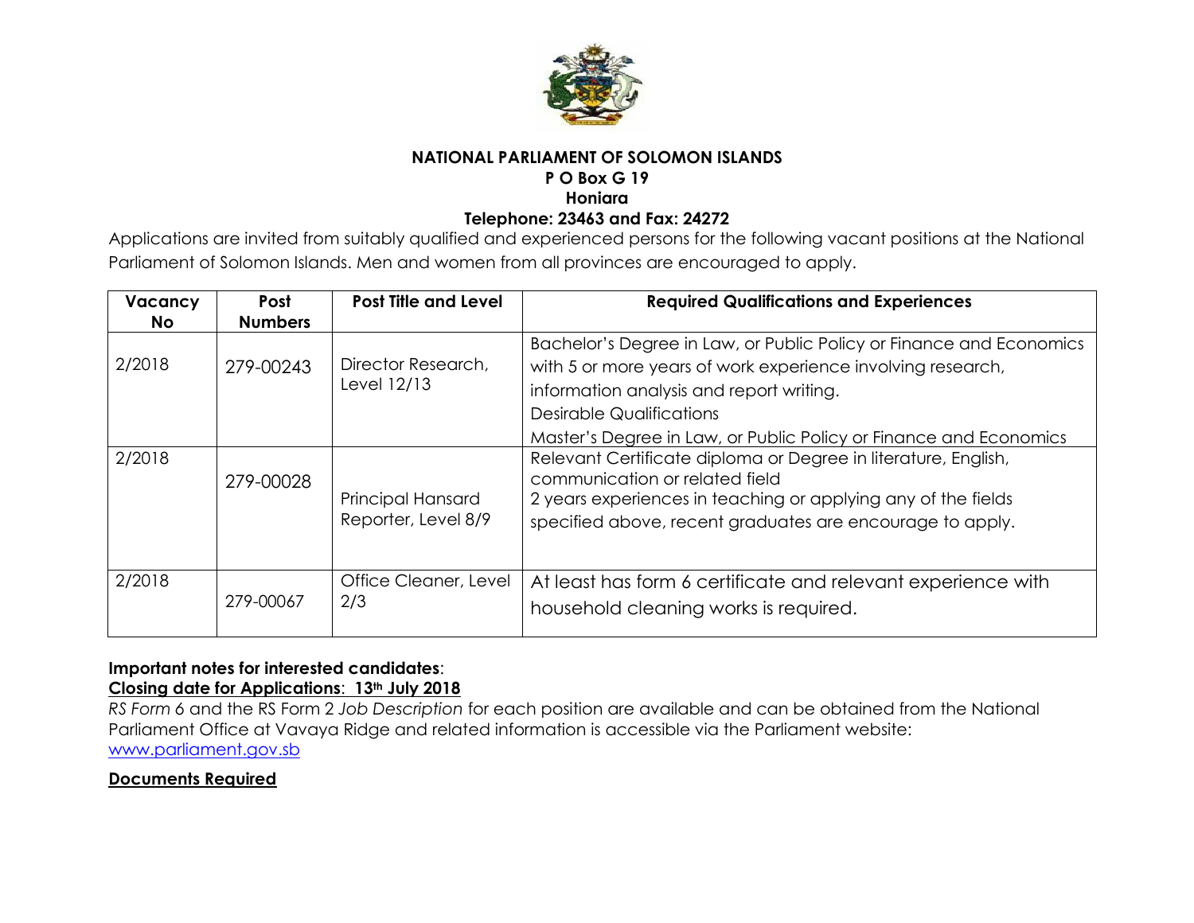**NATIONAL PARLIAMENT OF SOLOMON ISLANDS**
**P O Box G 19**
**Honiara**
**Telephone: 23463 and Fax: 24272**

Applications are invited from suitably qualified and experienced persons for the following vacant positions at the National Parliament of Solomon Islands. Men and women from all provinces are encouraged to apply.

| Vacancy No | Post Numbers | Post Title and Level | Required Qualifications and Experiences |
|---|---|---|---|
| 2/2018 | 279-00243 | Director Research, Level 12/13 | Bachelor's Degree in Law, or Public Policy or Finance and Economics with 5 or more years of work experience involving research, information analysis and report writing.<br>Desirable Qualifications<br>Master's Degree in Law, or Public Policy or Finance and Economics |
| 2/2018 | 279-00028 | Principal Hansard Reporter, Level 8/9 | Relevant Certificate diploma or Degree in literature, English, communication or related field<br>2 years experiences in teaching or applying any of the fields specified above, recent graduates are encourage to apply. |
| 2/2018 | 279-00067 | Office Cleaner, Level 2/3 | At least has form 6 certificate and relevant experience with household cleaning works is required. |

**Important notes for interested candidates**:

**Closing date for Applications: 13th July 2018**

*RS Form 6* and the RS Form 2 *Job Description* for each position are available and can be obtained from the National Parliament Office at Vavaya Ridge and related information is accessible via the Parliament website: www.parliament.gov.sb

**Documents Required**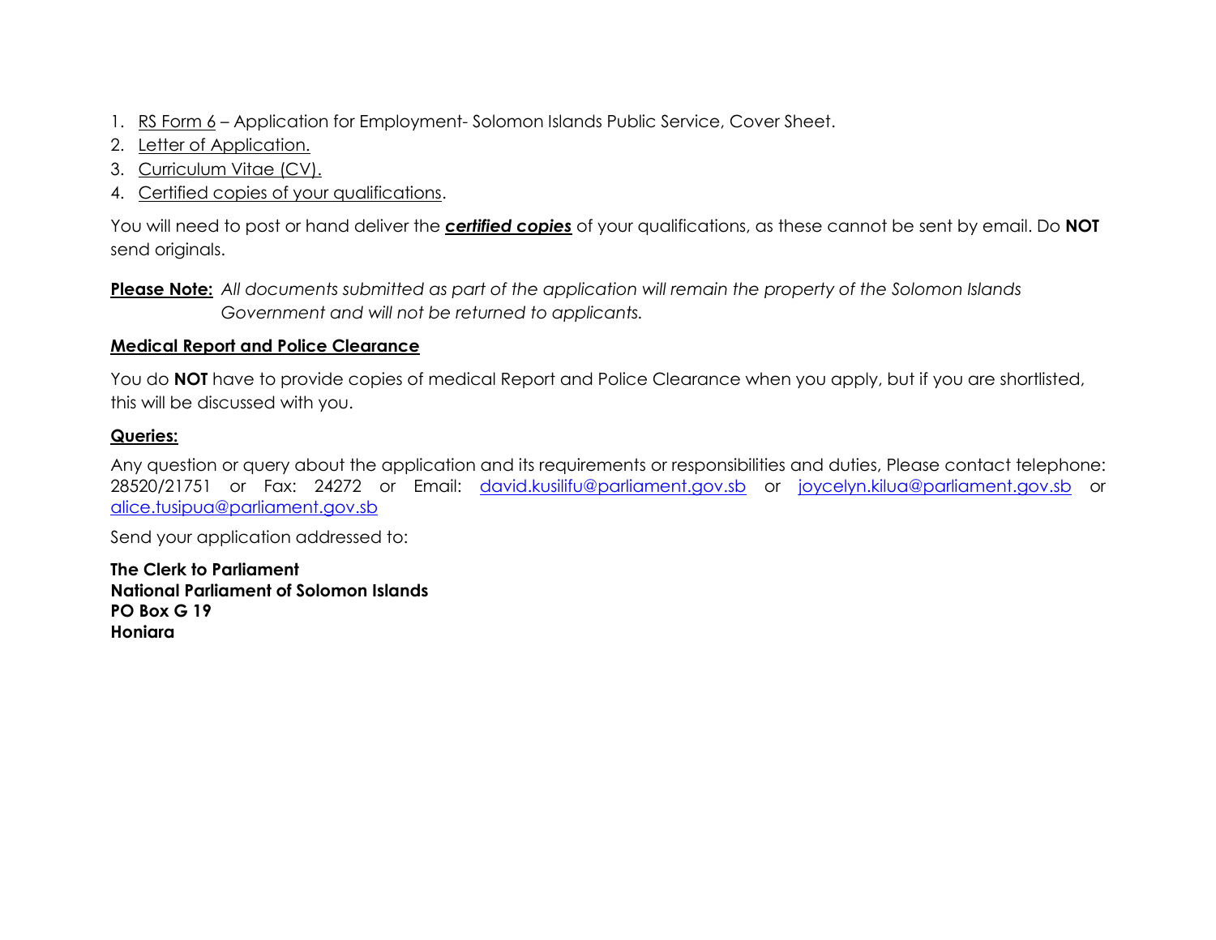1. RS Form 6 – Application for Employment- Solomon Islands Public Service, Cover Sheet.
2. Letter of Application.
3. Curriculum Vitae (CV).
4. Certified copies of your qualifications.

You will need to post or hand deliver the ***certified copies*** of your qualifications, as these cannot be sent by email. Do **NOT** send originals.

**Please Note:** *All documents submitted as part of the application will remain the property of the Solomon Islands Government and will not be returned to applicants.*

**Medical Report and Police Clearance**

You do **NOT** have to provide copies of medical Report and Police Clearance when you apply, but if you are shortlisted, this will be discussed with you.

**Queries:**

Any question or query about the application and its requirements or responsibilities and duties, Please contact telephone: 28520/21751 or Fax: 24272 or Email: david.kusilifu@parliament.gov.sb or joycelyn.kilua@parliament.gov.sb or alice.tusipua@parliament.gov.sb

Send your application addressed to:

**The Clerk to Parliament**
**National Parliament of Solomon Islands**
**PO Box G 19**
**Honiara**